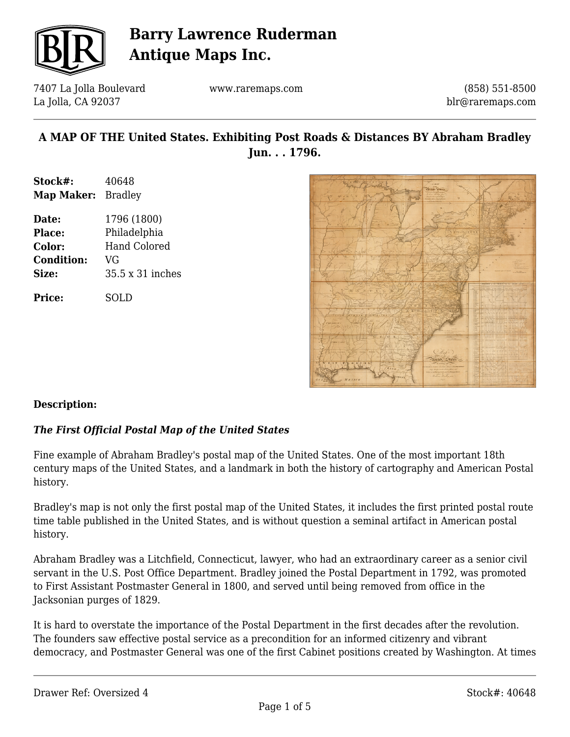# Barry Lawrence Ruderman Antique Maps Inc.

7407 La Jolla Boulevard
La Jolla, CA 92037

www.raremaps.com

(858) 551-8500
blr@raremaps.com

## A MAP OF THE United States. Exhibiting Post Roads & Distances BY Abraham Bradley Jun. . . 1796.

| | |
|---|---|
| **Stock#:** | 40648 |
| **Map Maker:** | Bradley |
| **Date:** | 1796 (1800) |
| **Place:** | Philadelphia |
| **Color:** | Hand Colored |
| **Condition:** | VG |
| **Size:** | 35.5 x 31 inches |
| **Price:** | SOLD |

### Description:

***The First Official Postal Map of the United States***

Fine example of Abraham Bradley's postal map of the United States. One of the most important 18th century maps of the United States, and a landmark in both the history of cartography and American Postal history.

Bradley's map is not only the first postal map of the United States, it includes the first printed postal route time table published in the United States, and is without question a seminal artifact in American postal history.

Abraham Bradley was a Litchfield, Connecticut, lawyer, who had an extraordinary career as a senior civil servant in the U.S. Post Office Department. Bradley joined the Postal Department in 1792, was promoted to First Assistant Postmaster General in 1800, and served until being removed from office in the Jacksonian purges of 1829.

It is hard to overstate the importance of the Postal Department in the first decades after the revolution. The founders saw effective postal service as a precondition for an informed citizenry and vibrant democracy, and Postmaster General was one of the first Cabinet positions created by Washington. At times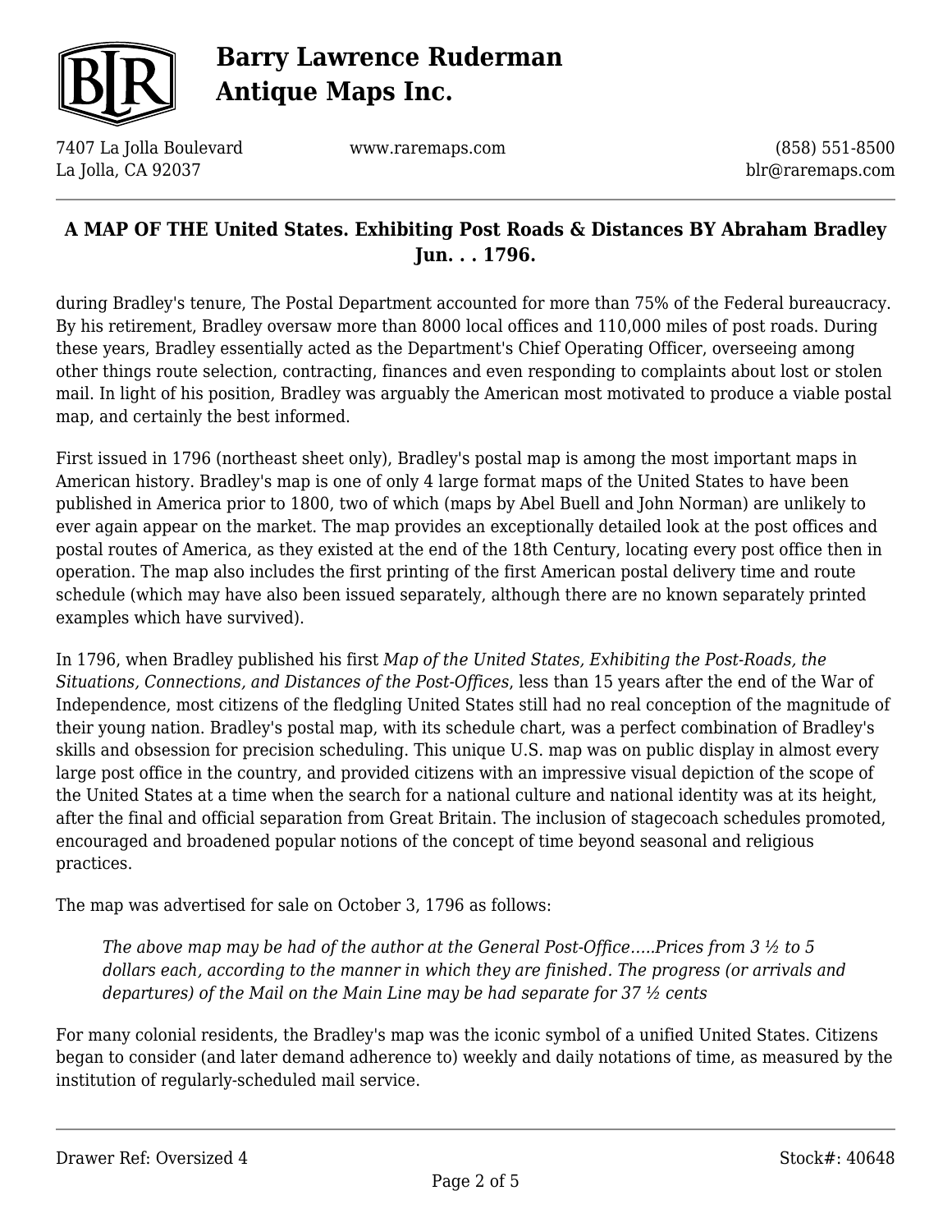during Bradley's tenure, The Postal Department accounted for more than 75% of the Federal bureaucracy. By his retirement, Bradley oversaw more than 8000 local offices and 110,000 miles of post roads. During these years, Bradley essentially acted as the Department's Chief Operating Officer, overseeing among other things route selection, contracting, finances and even responding to complaints about lost or stolen mail. In light of his position, Bradley was arguably the American most motivated to produce a viable postal map, and certainly the best informed.

First issued in 1796 (northeast sheet only), Bradley's postal map is among the most important maps in American history. Bradley's map is one of only 4 large format maps of the United States to have been published in America prior to 1800, two of which (maps by Abel Buell and John Norman) are unlikely to ever again appear on the market. The map provides an exceptionally detailed look at the post offices and postal routes of America, as they existed at the end of the 18th Century, locating every post office then in operation. The map also includes the first printing of the first American postal delivery time and route schedule (which may have also been issued separately, although there are no known separately printed examples which have survived).

In 1796, when Bradley published his first *Map of the United States, Exhibiting the Post-Roads, the Situations, Connections, and Distances of the Post-Offices*, less than 15 years after the end of the War of Independence, most citizens of the fledgling United States still had no real conception of the magnitude of their young nation. Bradley's postal map, with its schedule chart, was a perfect combination of Bradley's skills and obsession for precision scheduling. This unique U.S. map was on public display in almost every large post office in the country, and provided citizens with an impressive visual depiction of the scope of the United States at a time when the search for a national culture and national identity was at its height, after the final and official separation from Great Britain. The inclusion of stagecoach schedules promoted, encouraged and broadened popular notions of the concept of time beyond seasonal and religious practices.

The map was advertised for sale on October 3, 1796 as follows:

> *The above map may be had of the author at the General Post-Office.....Prices from 3 ½ to 5 dollars each, according to the manner in which they are finished. The progress (or arrivals and departures) of the Mail on the Main Line may be had separate for 37 ½ cents*

For many colonial residents, the Bradley's map was the iconic symbol of a unified United States. Citizens began to consider (and later demand adherence to) weekly and daily notations of time, as measured by the institution of regularly-scheduled mail service.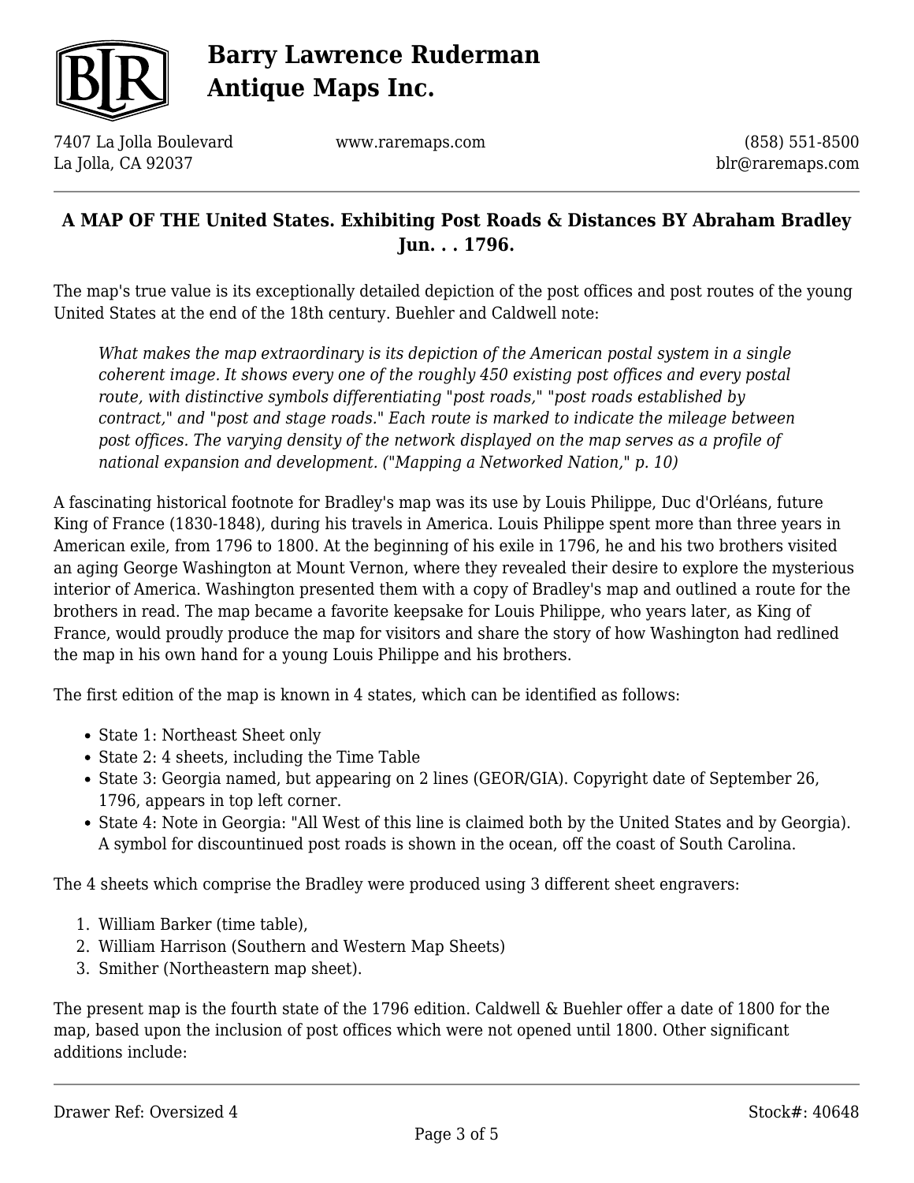## A MAP OF THE United States. Exhibiting Post Roads & Distances BY Abraham Bradley Jun. . . 1796.

The map's true value is its exceptionally detailed depiction of the post offices and post routes of the young United States at the end of the 18th century. Buehler and Caldwell note:

> *What makes the map extraordinary is its depiction of the American postal system in a single coherent image. It shows every one of the roughly 450 existing post offices and every postal route, with distinctive symbols differentiating "post roads," "post roads established by contract," and "post and stage roads." Each route is marked to indicate the mileage between post offices. The varying density of the network displayed on the map serves as a profile of national expansion and development. ("Mapping a Networked Nation," p. 10)*

A fascinating historical footnote for Bradley's map was its use by Louis Philippe, Duc d'Orléans, future King of France (1830-1848), during his travels in America. Louis Philippe spent more than three years in American exile, from 1796 to 1800. At the beginning of his exile in 1796, he and his two brothers visited an aging George Washington at Mount Vernon, where they revealed their desire to explore the mysterious interior of America. Washington presented them with a copy of Bradley's map and outlined a route for the brothers in read. The map became a favorite keepsake for Louis Philippe, who years later, as King of France, would proudly produce the map for visitors and share the story of how Washington had redlined the map in his own hand for a young Louis Philippe and his brothers.

The first edition of the map is known in 4 states, which can be identified as follows:

- State 1: Northeast Sheet only
- State 2: 4 sheets, including the Time Table
- State 3: Georgia named, but appearing on 2 lines (GEOR/GIA). Copyright date of September 26, 1796, appears in top left corner.
- State 4: Note in Georgia: "All West of this line is claimed both by the United States and by Georgia). A symbol for discountinued post roads is shown in the ocean, off the coast of South Carolina.

The 4 sheets which comprise the Bradley were produced using 3 different sheet engravers:

1. William Barker (time table),
2. William Harrison (Southern and Western Map Sheets)
3. Smither (Northeastern map sheet).

The present map is the fourth state of the 1796 edition. Caldwell & Buehler offer a date of 1800 for the map, based upon the inclusion of post offices which were not opened until 1800. Other significant additions include: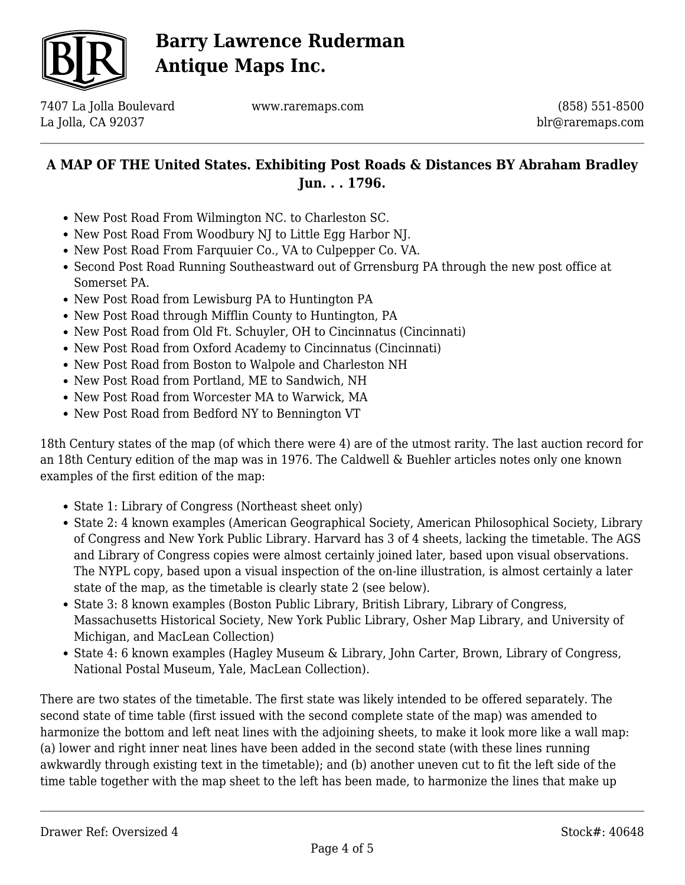## A MAP OF THE United States. Exhibiting Post Roads & Distances BY Abraham Bradley Jun. . . 1796.

- New Post Road From Wilmington NC. to Charleston SC.
- New Post Road From Woodbury NJ to Little Egg Harbor NJ.
- New Post Road From Farquuier Co., VA to Culpepper Co. VA.
- Second Post Road Running Southeastward out of Grrensburg PA through the new post office at Somerset PA.
- New Post Road from Lewisburg PA to Huntington PA
- New Post Road through Mifflin County to Huntington, PA
- New Post Road from Old Ft. Schuyler, OH to Cincinnatus (Cincinnati)
- New Post Road from Oxford Academy to Cincinnatus (Cincinnati)
- New Post Road from Boston to Walpole and Charleston NH
- New Post Road from Portland, ME to Sandwich, NH
- New Post Road from Worcester MA to Warwick, MA
- New Post Road from Bedford NY to Bennington VT

18th Century states of the map (of which there were 4) are of the utmost rarity. The last auction record for an 18th Century edition of the map was in 1976. The Caldwell & Buehler articles notes only one known examples of the first edition of the map:

- State 1: Library of Congress (Northeast sheet only)
- State 2: 4 known examples (American Geographical Society, American Philosophical Society, Library of Congress and New York Public Library. Harvard has 3 of 4 sheets, lacking the timetable. The AGS and Library of Congress copies were almost certainly joined later, based upon visual observations. The NYPL copy, based upon a visual inspection of the on-line illustration, is almost certainly a later state of the map, as the timetable is clearly state 2 (see below).
- State 3: 8 known examples (Boston Public Library, British Library, Library of Congress, Massachusetts Historical Society, New York Public Library, Osher Map Library, and University of Michigan, and MacLean Collection)
- State 4: 6 known examples (Hagley Museum & Library, John Carter, Brown, Library of Congress, National Postal Museum, Yale, MacLean Collection).

There are two states of the timetable. The first state was likely intended to be offered separately. The second state of time table (first issued with the second complete state of the map) was amended to harmonize the bottom and left neat lines with the adjoining sheets, to make it look more like a wall map: (a) lower and right inner neat lines have been added in the second state (with these lines running awkwardly through existing text in the timetable); and (b) another uneven cut to fit the left side of the time table together with the map sheet to the left has been made, to harmonize the lines that make up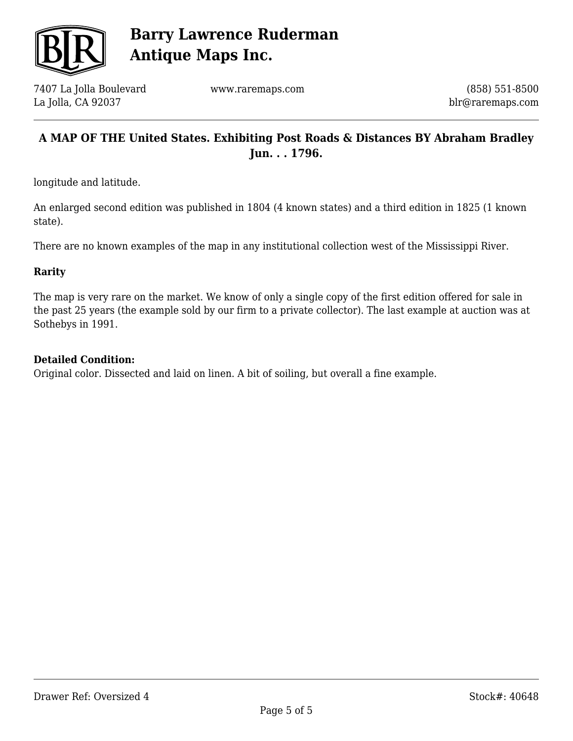longitude and latitude.

An enlarged second edition was published in 1804 (4 known states) and a third edition in 1825 (1 known state).

There are no known examples of the map in any institutional collection west of the Mississippi River.

**Rarity**

The map is very rare on the market. We know of only a single copy of the first edition offered for sale in the past 25 years (the example sold by our firm to a private collector). The last example at auction was at Sothebys in 1991.

**Detailed Condition:**
Original color. Dissected and laid on linen. A bit of soiling, but overall a fine example.